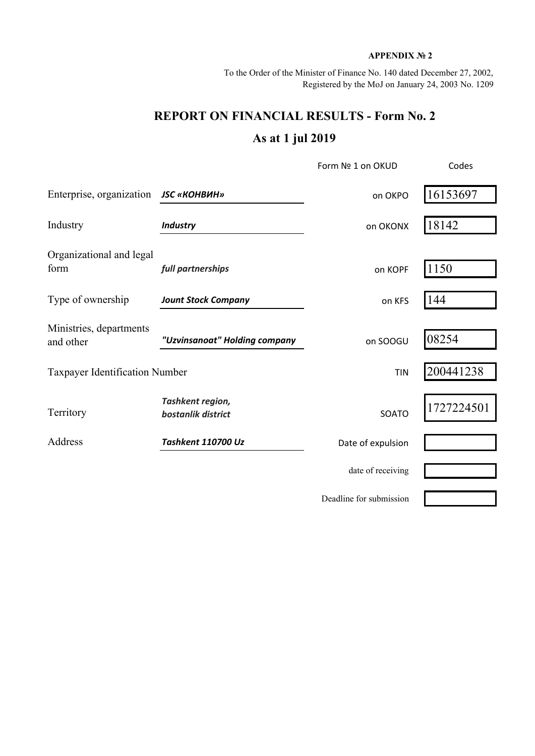**APPENDIX № 2**

To the Order of the Minister of Finance No. 140 dated December 27, 2002,
Registered by the MoJ on January 24, 2003 No. 1209

# REPORT ON FINANCIAL RESULTS - Form No. 2

## As at 1 jul 2019

| | | | Codes |
|---|---|---|---|
| | | Form № 1 on OKUD | |
| Enterprise, organization | ***JSC «КОНВИН»*** | on OKPO | 16153697 |
| Industry | ***Industry*** | on OKONX | 18142 |
| Organizational and legal form | ***full partnerships*** | on KOPF | 1150 |
| Type of ownership | ***Jount Stock Company*** | on KFS | 144 |
| Ministries, departments and other | ***"Uzvinsanoat" Holding company*** | on SOOGU | 08254 |
| Taxpayer Identification Number | | TIN | 200441238 |
| Territory | ***Tashkent region, bostanlik district*** | SOATO | 1727224501 |
| Address | ***Tashkent 110700 Uz*** | Date of expulsion | |
| | | date of receiving | |
| | | Deadline for submission | |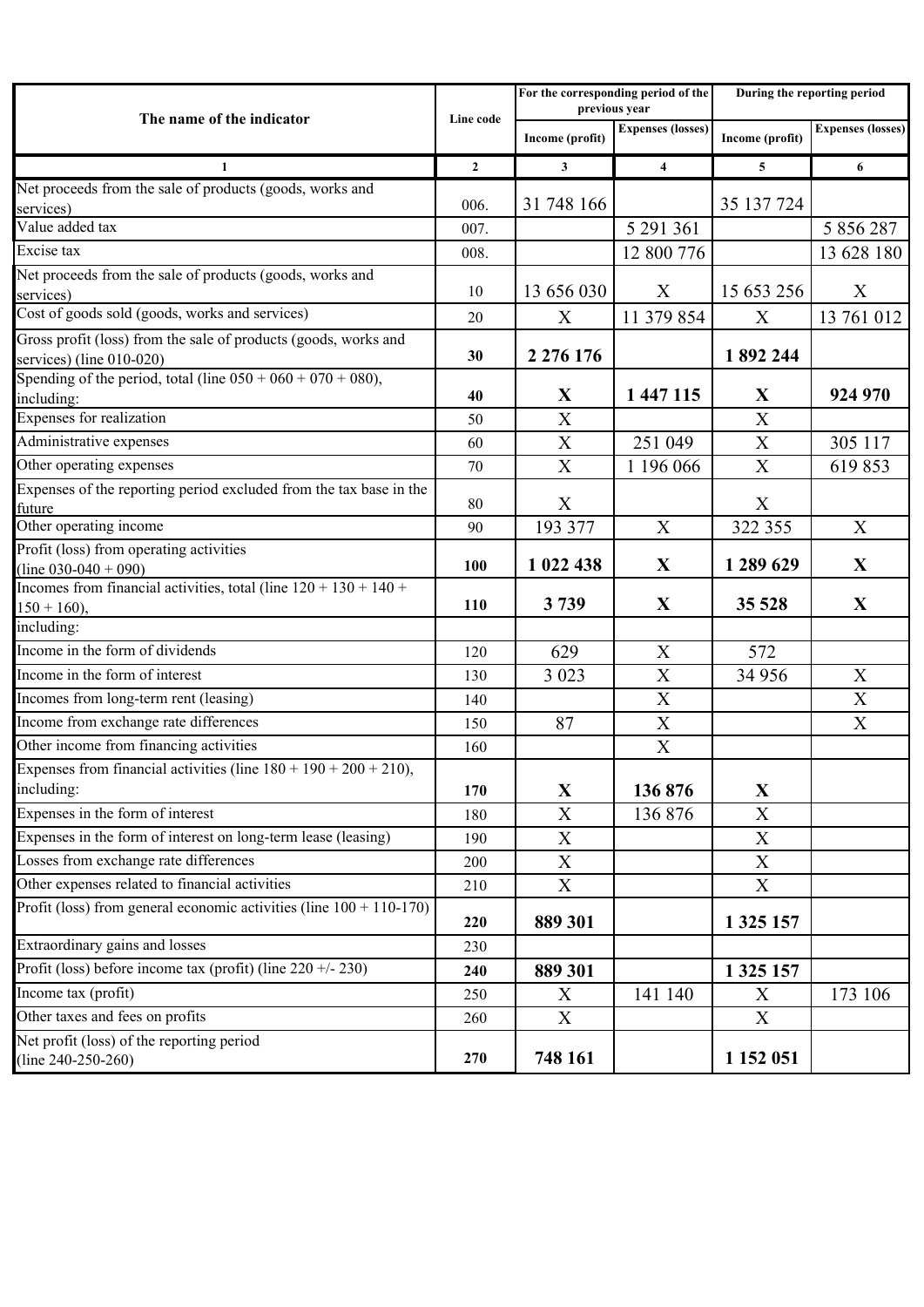| The name of the indicator | Line code | For the corresponding period of the previous year | | During the reporting period | |
|---|---|---|---|---|---|
| | | Income (profit) | Expenses (losses) | Income (profit) | Expenses (losses) |
| 1 | 2 | 3 | 4 | 5 | 6 |
| Net proceeds from the sale of products (goods, works and services) | 006. | 31 748 166 | | 35 137 724 | |
| Value added tax | 007. | | 5 291 361 | | 5 856 287 |
| Excise tax | 008. | | 12 800 776 | | 13 628 180 |
| Net proceeds from the sale of products (goods, works and services) | 10 | 13 656 030 | X | 15 653 256 | X |
| Cost of goods sold (goods, works and services) | 20 | X | 11 379 854 | X | 13 761 012 |
| Gross profit (loss) from the sale of products (goods, works and services) (line 010-020) | **30** | **2 276 176** | | **1 892 244** | |
| Spending of the period, total (line 050 + 060 + 070 + 080), including: | **40** | **X** | **1 447 115** | **X** | **924 970** |
| Expenses for realization | 50 | X | | X | |
| Administrative expenses | 60 | X | 251 049 | X | 305 117 |
| Other operating expenses | 70 | X | 1 196 066 | X | 619 853 |
| Expenses of the reporting period excluded from the tax base in the future | 80 | X | | X | |
| Other operating income | 90 | 193 377 | X | 322 355 | X |
| Profit (loss) from operating activities (line 030-040 + 090) | **100** | **1 022 438** | **X** | **1 289 629** | **X** |
| Incomes from financial activities, total (line 120 + 130 + 140 + 150 + 160), | **110** | **3 739** | **X** | **35 528** | **X** |
| including: | | | | | |
| Income in the form of dividends | 120 | 629 | X | 572 | |
| Income in the form of interest | 130 | 3 023 | X | 34 956 | X |
| Incomes from long-term rent (leasing) | 140 | | X | | X |
| Income from exchange rate differences | 150 | 87 | X | | X |
| Other income from financing activities | 160 | | X | | |
| Expenses from financial activities (line 180 + 190 + 200 + 210), including: | **170** | **X** | **136 876** | **X** | |
| Expenses in the form of interest | 180 | X | 136 876 | X | |
| Expenses in the form of interest on long-term lease (leasing) | 190 | X | | X | |
| Losses from exchange rate differences | 200 | X | | X | |
| Other expenses related to financial activities | 210 | X | | X | |
| Profit (loss) from general economic activities (line 100 + 110-170) | **220** | **889 301** | | **1 325 157** | |
| Extraordinary gains and losses | 230 | | | | |
| Profit (loss) before income tax (profit) (line 220 +/- 230) | **240** | **889 301** | | **1 325 157** | |
| Income tax (profit) | 250 | X | 141 140 | X | 173 106 |
| Other taxes and fees on profits | 260 | X | | X | |
| Net profit (loss) of the reporting period (line 240-250-260) | **270** | **748 161** | | **1 152 051** | |